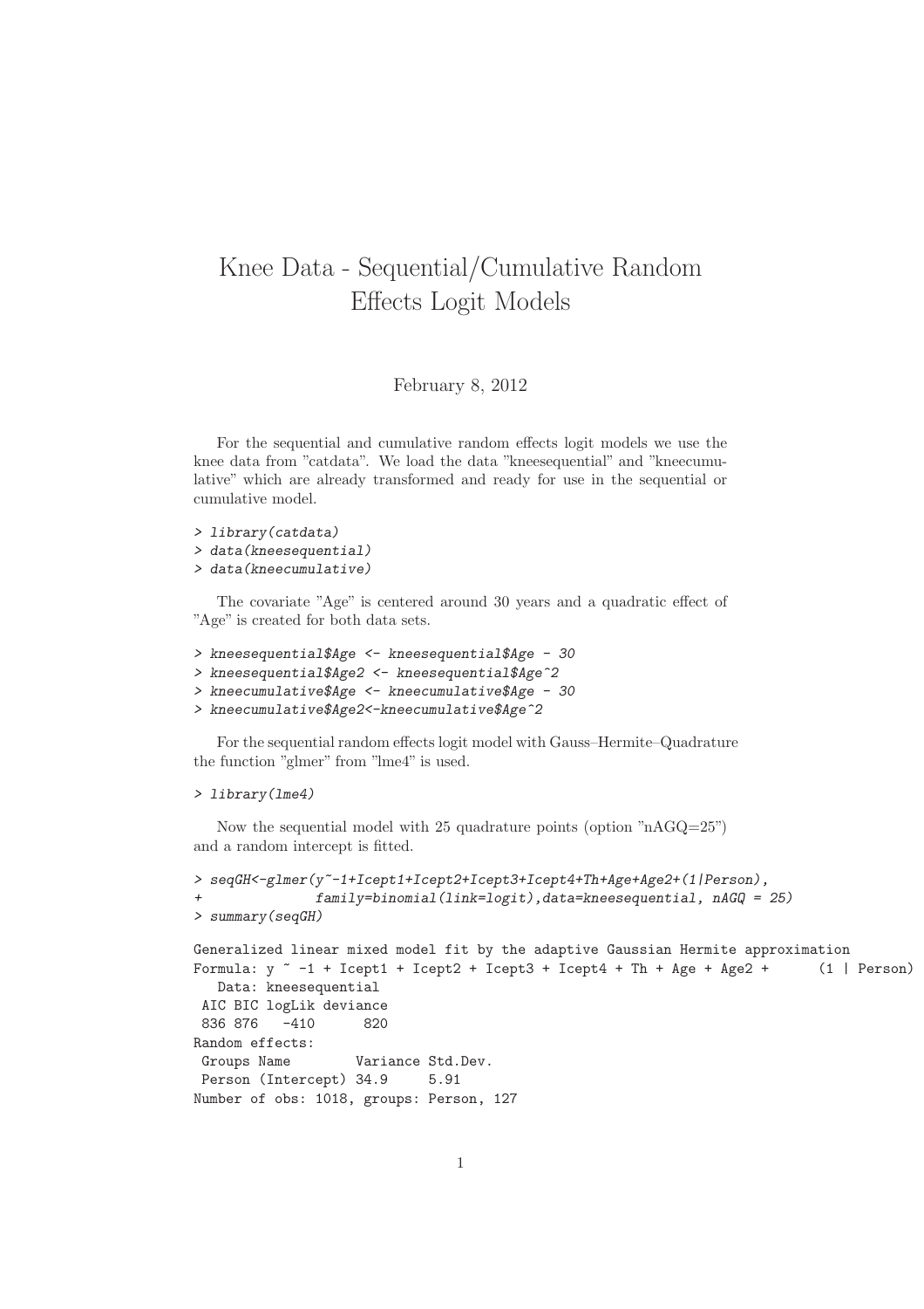# Knee Data - Sequential/Cumulative Random Effects Logit Models

February 8, 2012

For the sequential and cumulative random effects logit models we use the knee data from "catdata". We load the data "kneesequential" and "kneecumulative" which are already transformed and ready for use in the sequential or cumulative model.

```
> library(catdata)
> data(kneesequential)
> data(kneecumulative)
```

The covariate "Age" is centered around 30 years and a quadratic effect of "Age" is created for both data sets.

```
> kneesequential$Age <- kneesequential$Age - 30
> kneesequential$Age2 <- kneesequential$Age^2
> kneecumulative$Age <- kneecumulative$Age - 30
> kneecumulative$Age2<-kneecumulative$Age^2
```

For the sequential random effects logit model with Gauss–Hermite–Quadrature the function "glmer" from "lme4" is used.

```
> library(lme4)
```

Now the sequential model with 25 quadrature points (option "nAGQ=25") and a random intercept is fitted.

```
> seqGH<-glmer(y~-1+Icept1+Icept2+Icept3+Icept4+Th+Age+Age2+(1|Person),
+              family=binomial(link=logit),data=kneesequential, nAGQ = 25)
> summary(seqGH)

Generalized linear mixed model fit by the adaptive Gaussian Hermite approximation
Formula: y ~ -1 + Icept1 + Icept2 + Icept3 + Icept4 + Th + Age + Age2 +      (1 | Person)
   Data: kneesequential
 AIC BIC logLik deviance
 836 876   -410      820
Random effects:
 Groups Name        Variance Std.Dev.
 Person (Intercept) 34.9     5.91
Number of obs: 1018, groups: Person, 127
```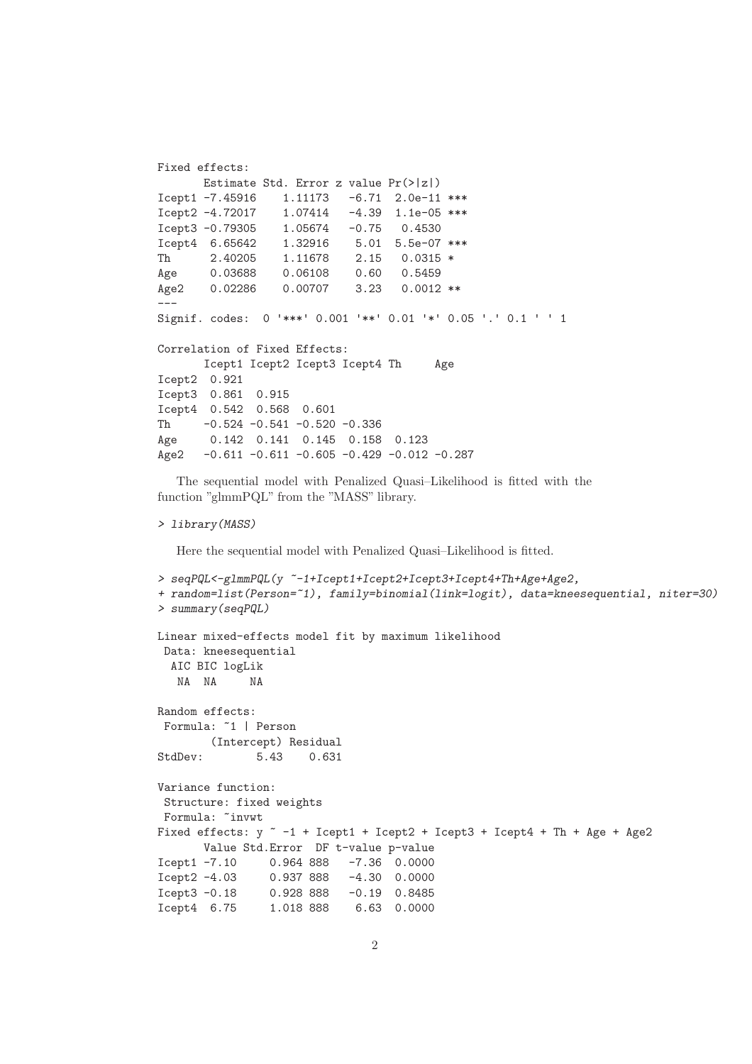```
Fixed effects:
       Estimate Std. Error z value Pr(>|z|)
Icept1 -7.45916    1.11173   -6.71  2.0e-11 ***
Icept2 -4.72017    1.07414   -4.39  1.1e-05 ***
Icept3 -0.79305    1.05674   -0.75   0.4530
Icept4  6.65642    1.32916    5.01  5.5e-07 ***
Th      2.40205    1.11678    2.15   0.0315 *
Age     0.03688    0.06108    0.60   0.5459
Age2    0.02286    0.00707    3.23   0.0012 **
---
Signif. codes:  0 '***' 0.001 '**' 0.01 '*' 0.05 '.' 0.1 ' ' 1

Correlation of Fixed Effects:
       Icept1 Icept2 Icept3 Icept4 Th     Age
Icept2  0.921
Icept3  0.861  0.915
Icept4  0.542  0.568  0.601
Th     -0.524 -0.541 -0.520 -0.336
Age     0.142  0.141  0.145  0.158  0.123
Age2   -0.611 -0.611 -0.605 -0.429 -0.012 -0.287
```

The sequential model with Penalized Quasi–Likelihood is fitted with the function "glmmPQL" from the "MASS" library.

```
> library(MASS)
```

Here the sequential model with Penalized Quasi–Likelihood is fitted.

```
> seqPQL<-glmmPQL(y ~-1+Icept1+Icept2+Icept3+Icept4+Th+Age+Age2,
+ random=list(Person=~1), family=binomial(link=logit), data=kneesequential, niter=30)
> summary(seqPQL)

Linear mixed-effects model fit by maximum likelihood
 Data: kneesequential
  AIC BIC logLik
   NA  NA     NA

Random effects:
 Formula: ~1 | Person
        (Intercept) Residual
StdDev:        5.43    0.631

Variance function:
 Structure: fixed weights
 Formula: ~invwt
Fixed effects: y ~ -1 + Icept1 + Icept2 + Icept3 + Icept4 + Th + Age + Age2
       Value Std.Error  DF t-value p-value
Icept1 -7.10     0.964 888   -7.36  0.0000
Icept2 -4.03     0.937 888   -4.30  0.0000
Icept3 -0.18     0.928 888   -0.19  0.8485
Icept4  6.75     1.018 888    6.63  0.0000
```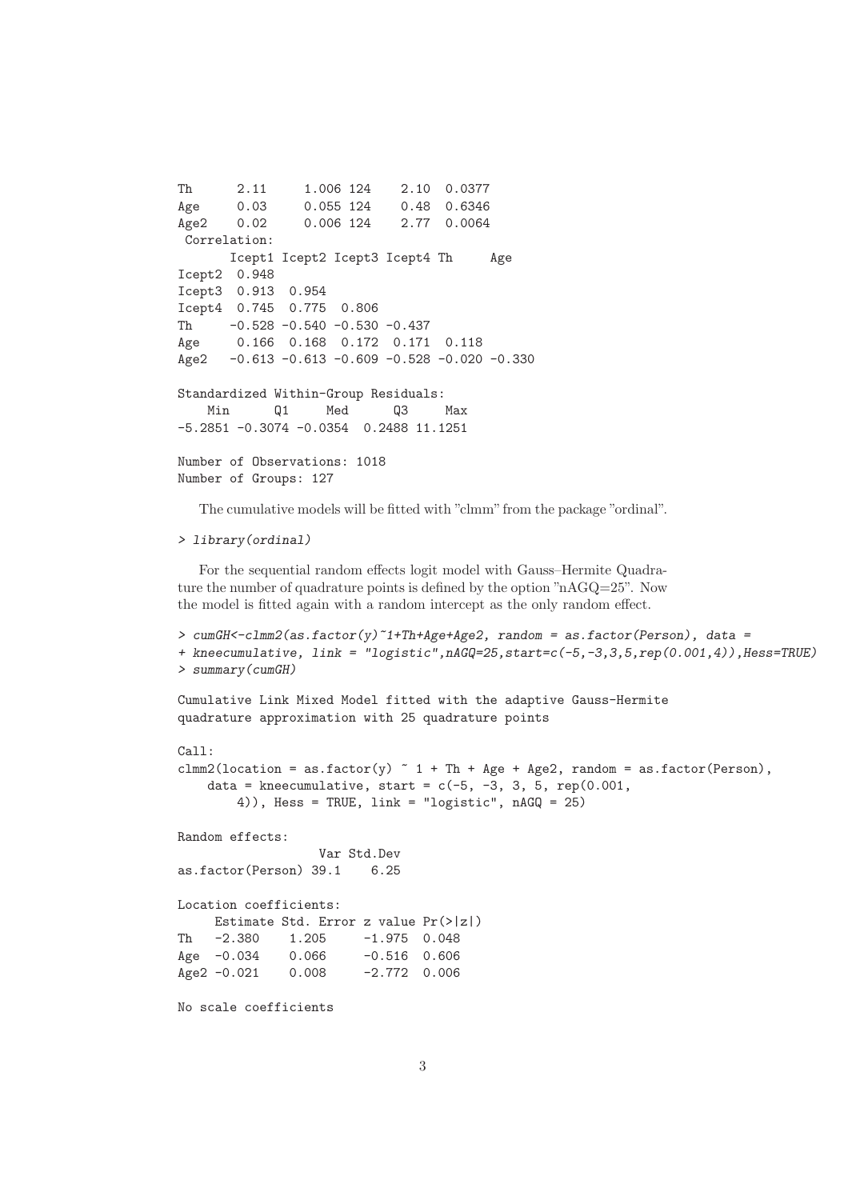```
Th      2.11     1.006 124    2.10  0.0377
Age     0.03     0.055 124    0.48  0.6346
Age2    0.02     0.006 124    2.77  0.0064
 Correlation:
       Icept1 Icept2 Icept3 Icept4 Th     Age
Icept2  0.948
Icept3  0.913  0.954
Icept4  0.745  0.775  0.806
Th     -0.528 -0.540 -0.530 -0.437
Age     0.166  0.168  0.172  0.171  0.118
Age2   -0.613 -0.613 -0.609 -0.528 -0.020 -0.330

Standardized Within-Group Residuals:
    Min      Q1     Med      Q3     Max
-5.2851 -0.3074 -0.0354  0.2488 11.1251

Number of Observations: 1018
Number of Groups: 127
```

The cumulative models will be fitted with "clmm" from the package "ordinal".

```
> library(ordinal)
```

For the sequential random effects logit model with Gauss–Hermite Quadrature the number of quadrature points is defined by the option "nAGQ=25". Now the model is fitted again with a random intercept as the only random effect.

```
> cumGH<-clmm2(as.factor(y)~1+Th+Age+Age2, random = as.factor(Person), data =
+ kneecumulative, link = "logistic",nAGQ=25,start=c(-5,-3,3,5,rep(0.001,4)),Hess=TRUE)
> summary(cumGH)

Cumulative Link Mixed Model fitted with the adaptive Gauss-Hermite
quadrature approximation with 25 quadrature points

Call:
clmm2(location = as.factor(y) ~ 1 + Th + Age + Age2, random = as.factor(Person),
    data = kneecumulative, start = c(-5, -3, 3, 5, rep(0.001,
        4)), Hess = TRUE, link = "logistic", nAGQ = 25)

Random effects:
                   Var Std.Dev
as.factor(Person) 39.1    6.25

Location coefficients:
     Estimate Std. Error z value Pr(>|z|)
Th   -2.380    1.205     -1.975  0.048
Age  -0.034    0.066     -0.516  0.606
Age2 -0.021    0.008     -2.772  0.006

No scale coefficients
```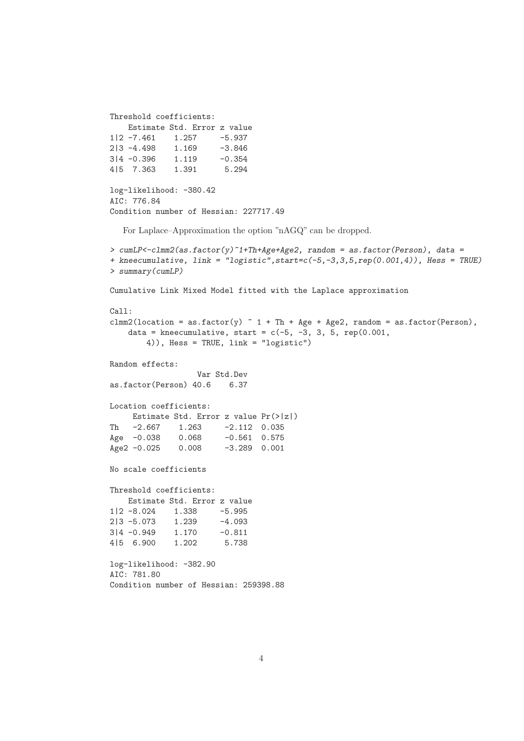```
Threshold coefficients:
    Estimate Std. Error z value
1|2 -7.461    1.257     -5.937
2|3 -4.498    1.169     -3.846
3|4 -0.396    1.119     -0.354
4|5  7.363    1.391      5.294

log-likelihood: -380.42
AIC: 776.84
Condition number of Hessian: 227717.49
```

For Laplace–Approximation the option "nAGQ" can be dropped.

```
> cumLP<-clmm2(as.factor(y)~1+Th+Age+Age2, random = as.factor(Person), data =
+ kneecumulative, link = "logistic",start=c(-5,-3,3,5,rep(0.001,4)), Hess = TRUE)
> summary(cumLP)

Cumulative Link Mixed Model fitted with the Laplace approximation

Call:
clmm2(location = as.factor(y) ~ 1 + Th + Age + Age2, random = as.factor(Person),
    data = kneecumulative, start = c(-5, -3, 3, 5, rep(0.001,
        4)), Hess = TRUE, link = "logistic")

Random effects:
                   Var Std.Dev
as.factor(Person) 40.6    6.37

Location coefficients:
     Estimate Std. Error z value Pr(>|z|)
Th   -2.667    1.263     -2.112  0.035
Age  -0.038    0.068     -0.561  0.575
Age2 -0.025    0.008     -3.289  0.001

No scale coefficients

Threshold coefficients:
    Estimate Std. Error z value
1|2 -8.024    1.338     -5.995
2|3 -5.073    1.239     -4.093
3|4 -0.949    1.170     -0.811
4|5  6.900    1.202      5.738

log-likelihood: -382.90
AIC: 781.80
Condition number of Hessian: 259398.88
```